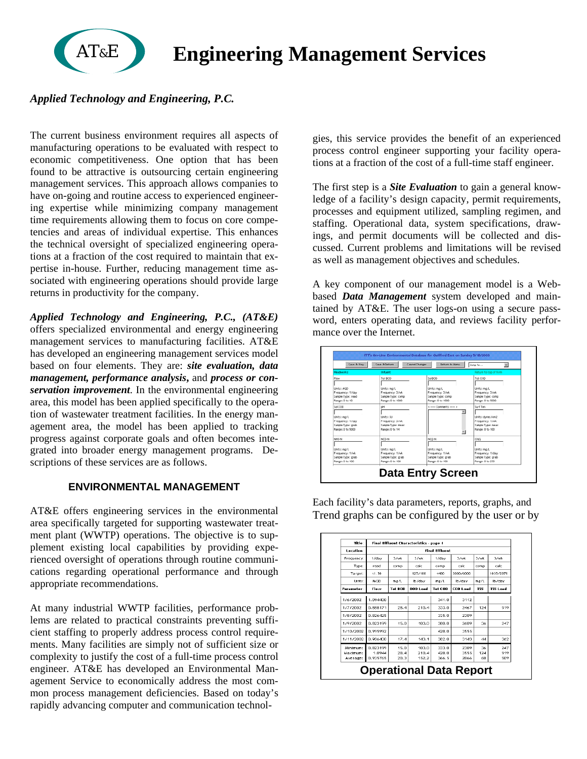# AT&E Engineering Management Services

***Applied Technology and Engineering, P.C.***

The current business environment requires all aspects of manufacturing operations to be evaluated with respect to economic competitiveness. One option that has been found to be attractive is outsourcing certain engineering management services. This approach allows companies to have on-going and routine access to experienced engineering expertise while minimizing company management time requirements allowing them to focus on core competencies and areas of individual expertise. This enhances the technical oversight of specialized engineering operations at a fraction of the cost required to maintain that expertise in-house. Further, reducing management time associated with engineering operations should provide large returns in productivity for the company.

***Applied Technology and Engineering, P.C., (AT&E)*** offers specialized environmental and energy engineering management services to manufacturing facilities. AT&E has developed an engineering management services model based on four elements. They are: ***site evaluation, data management, performance analysis***, and ***process or conservation improvement***. In the environmental engineering area, this model has been applied specifically to the operation of wastewater treatment facilities. In the energy management area, the model has been applied to tracking progress against corporate goals and often becomes integrated into broader energy management programs. Descriptions of these services are as follows.

### ENVIRONMENTAL MANAGEMENT

AT&E offers engineering services in the environmental area specifically targeted for supporting wastewater treatment plant (WWTP) operations. The objective is to supplement existing local capabilities by providing experienced oversight of operations through routine communications regarding operational performance and through appropriate recommendations.

At many industrial WWTP facilities, performance problems are related to practical constraints preventing sufficient staffing to properly address process control requirements. Many facilities are simply not of sufficient size or complexity to justify the cost of a full-time process control engineer. AT&E has developed an Environmental Management Service to economically address the most common process management deficiencies. Based on today's rapidly advancing computer and communication technologies, this service provides the benefit of an experienced process control engineer supporting your facility operations at a fraction of the cost of a full-time staff engineer.

The first step is a ***Site Evaluation*** to gain a general knowledge of a facility's design capacity, permit requirements, processes and equipment utilized, sampling regimen, and staffing. Operational data, system specifications, drawings, and permit documents will be collected and discussed. Current problems and limitations will be revised as well as management objectives and schedules.

A key component of our management model is a Web-based ***Data Management*** system developed and maintained by AT&E. The user logs-on using a secure password, enters operating data, and reviews facility performance over the Internet.

**Data Entry Screen**

Each facility's data parameters, reports, graphs, and Trend graphs can be configured by the user or by

| Title | Final Effluent Characteristics - page 1 | | | | | | |
|---|---|---|---|---|---|---|---|
| Location | Final Effluent | | | | | | |
| Frequency | 1/day | 3/wk | 1/wk | 1/day | 3/wk | 3/wk | 3/wk |
| Type | read | comp | calc | comp | calc | comp | calc |
| Target | <1.50 | | 125/188 | <400 | 3000/6000 | | 1035/2871 |
| Units | MGD | mg/L | lb/day | mg/L | lb/day | mg/L | lb/day |
| **Parameter** | **Flow** | **Tot BOD** | **BOD Load** | **Tot COD** | **COD Load** | **TSS** | **TSS Load** |
| 1/6/2002 | 1.094400 | | | 341.0 | 3112 | | |
| 1/7/2002 | 0.888171 | 28.4 | 210.4 | 333.0 | 2467 | 124 | 919 |
| 1/8/2002 | 0.826425 | | | 335.0 | 2309 | | |
| 1/9/2002 | 0.823199 | 15.0 | 103.0 | 380.0 | 2609 | 36 | 247 |
| 1/10/2002 | 0.995992 | | | 428.0 | 3555 | | |
| 1/11/2002 | 0.986400 | 17.4 | 143.1 | 382.0 | 3143 | 44 | 362 |
| Minimum: | 0.823199 | 15.0 | 103.0 | 333.0 | 2309 | 36 | 247 |
| Maximum: | 1.0944 | 28.4 | 210.4 | 428.0 | 3555 | 124 | 919 |
| Average: | 0.935765 | 20.3 | 152.2 | 366.5 | 2866 | 68 | 509 |

**Operational Data Report**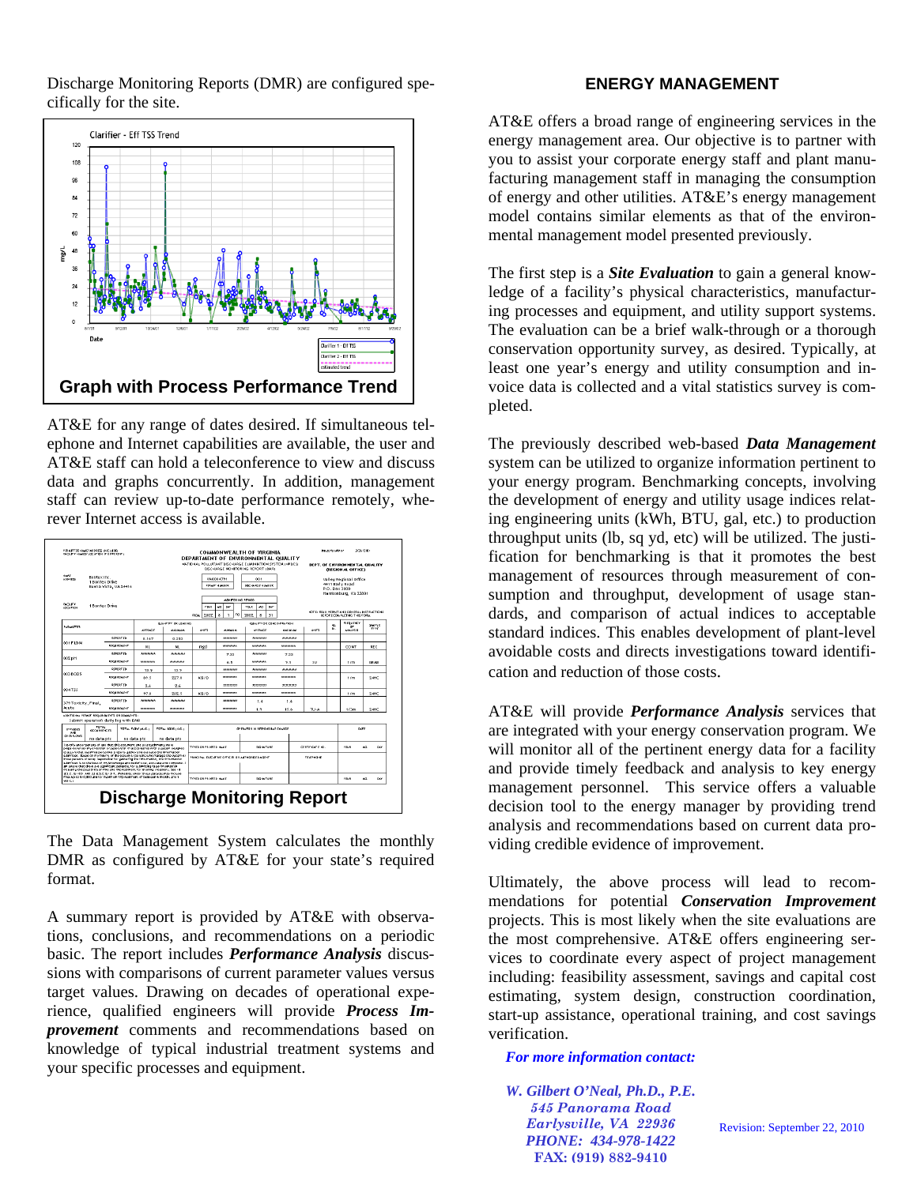Discharge Monitoring Reports (DMR) are configured specifically for the site.

Clarifier - Eff TSS Trend

120
108
96
84
72
60
48
36
24
12
0

mg/L

Date

Clarifier 1 - Eff TSS
Clarifier 2 - Eff TSS
estimated trend

**Graph with Process Performance Trend**

AT&E for any range of dates desired. If simultaneous telephone and Internet capabilities are available, the user and AT&E staff can hold a teleconference to view and discuss data and graphs concurrently. In addition, management staff can review up-to-date performance remotely, wherever Internet access is available.

COMMONWEALTH OF VIRGINIA
DEPARTMENT OF ENVIRONMENTAL QUALITY
NATIONAL POLLUTANT DISCHARGE ELIMINATION SYSTEM (NPDES)
DISCHARGE MONITORING REPORT (DMR)

**Discharge Monitoring Report**

The Data Management System calculates the monthly DMR as configured by AT&E for your state's required format.

A summary report is provided by AT&E with observations, conclusions, and recommendations on a periodic basic. The report includes ***Performance Analysis*** discussions with comparisons of current parameter values versus target values. Drawing on decades of operational experience, qualified engineers will provide ***Process Improvement*** comments and recommendations based on knowledge of typical industrial treatment systems and your specific processes and equipment.

## ENERGY MANAGEMENT

AT&E offers a broad range of engineering services in the energy management area. Our objective is to partner with you to assist your corporate energy staff and plant manufacturing management staff in managing the consumption of energy and other utilities. AT&E's energy management model contains similar elements as that of the environmental management model presented previously.

The first step is a ***Site Evaluation*** to gain a general knowledge of a facility's physical characteristics, manufacturing processes and equipment, and utility support systems. The evaluation can be a brief walk-through or a thorough conservation opportunity survey, as desired. Typically, at least one year's energy and utility consumption and invoice data is collected and a vital statistics survey is completed.

The previously described web-based ***Data Management*** system can be utilized to organize information pertinent to your energy program. Benchmarking concepts, involving the development of energy and utility usage indices relating engineering units (kWh, BTU, gal, etc.) to production throughput units (lb, sq yd, etc) will be utilized. The justification for benchmarking is that it promotes the best management of resources through measurement of consumption and throughput, development of usage standards, and comparison of actual indices to acceptable standard indices. This enables development of plant-level avoidable costs and directs investigations toward identification and reduction of those costs.

AT&E will provide ***Performance Analysis*** services that are integrated with your energy conservation program. We will monitor all of the pertinent energy data for a facility and provide timely feedback and analysis to key energy management personnel. This service offers a valuable decision tool to the energy manager by providing trend analysis and recommendations based on current data providing credible evidence of improvement.

Ultimately, the above process will lead to recommendations for potential ***Conservation Improvement*** projects. This is most likely when the site evaluations are the most comprehensive. AT&E offers engineering services to coordinate every aspect of project management including: feasibility assessment, savings and capital cost estimating, system design, construction coordination, start-up assistance, operational training, and cost savings verification.

***For more information contact:***

***W. Gilbert O'Neal, Ph.D., P.E.***
***545 Panorama Road***
***Earlysville, VA 22936***
***PHONE: 434-978-1422***
**FAX: (919) 882-9410**

Revision: September 22, 2010